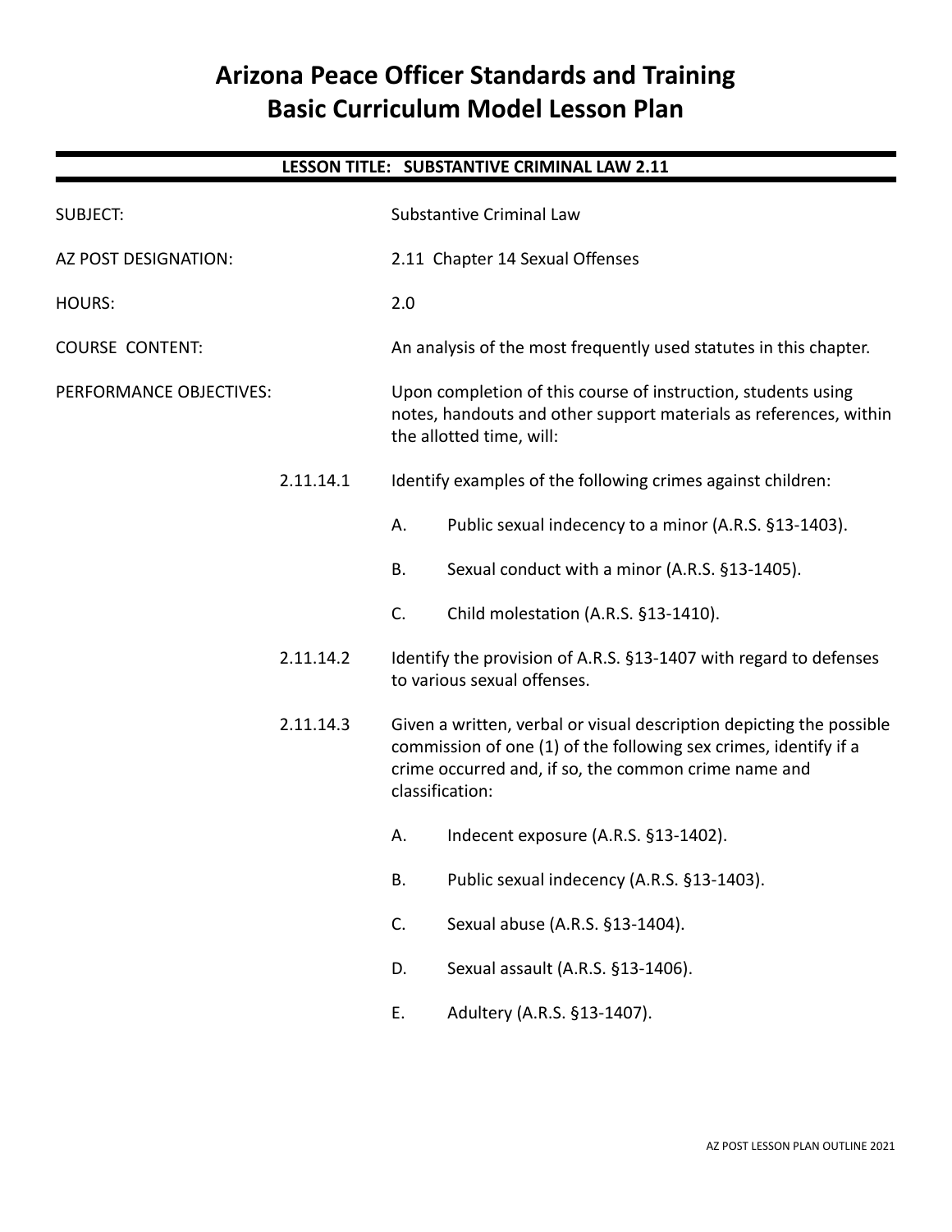# Arizona Peace Officer Standards and Training
# Basic Curriculum Model Lesson Plan

**LESSON TITLE: SUBSTANTIVE CRIMINAL LAW 2.11**

SUBJECT: Substantive Criminal Law

AZ POST DESIGNATION: 2.11 Chapter 14 Sexual Offenses

HOURS: 2.0

COURSE CONTENT: An analysis of the most frequently used statutes in this chapter.

PERFORMANCE OBJECTIVES: Upon completion of this course of instruction, students using notes, handouts and other support materials as references, within the allotted time, will:

2.11.14.1 Identify examples of the following crimes against children:

- A. Public sexual indecency to a minor (A.R.S. §13-1403).
- B. Sexual conduct with a minor (A.R.S. §13-1405).
- C. Child molestation (A.R.S. §13-1410).

2.11.14.2 Identify the provision of A.R.S. §13-1407 with regard to defenses to various sexual offenses.

2.11.14.3 Given a written, verbal or visual description depicting the possible commission of one (1) of the following sex crimes, identify if a crime occurred and, if so, the common crime name and classification:

- A. Indecent exposure (A.R.S. §13-1402).
- B. Public sexual indecency (A.R.S. §13-1403).
- C. Sexual abuse (A.R.S. §13-1404).
- D. Sexual assault (A.R.S. §13-1406).
- E. Adultery (A.R.S. §13-1407).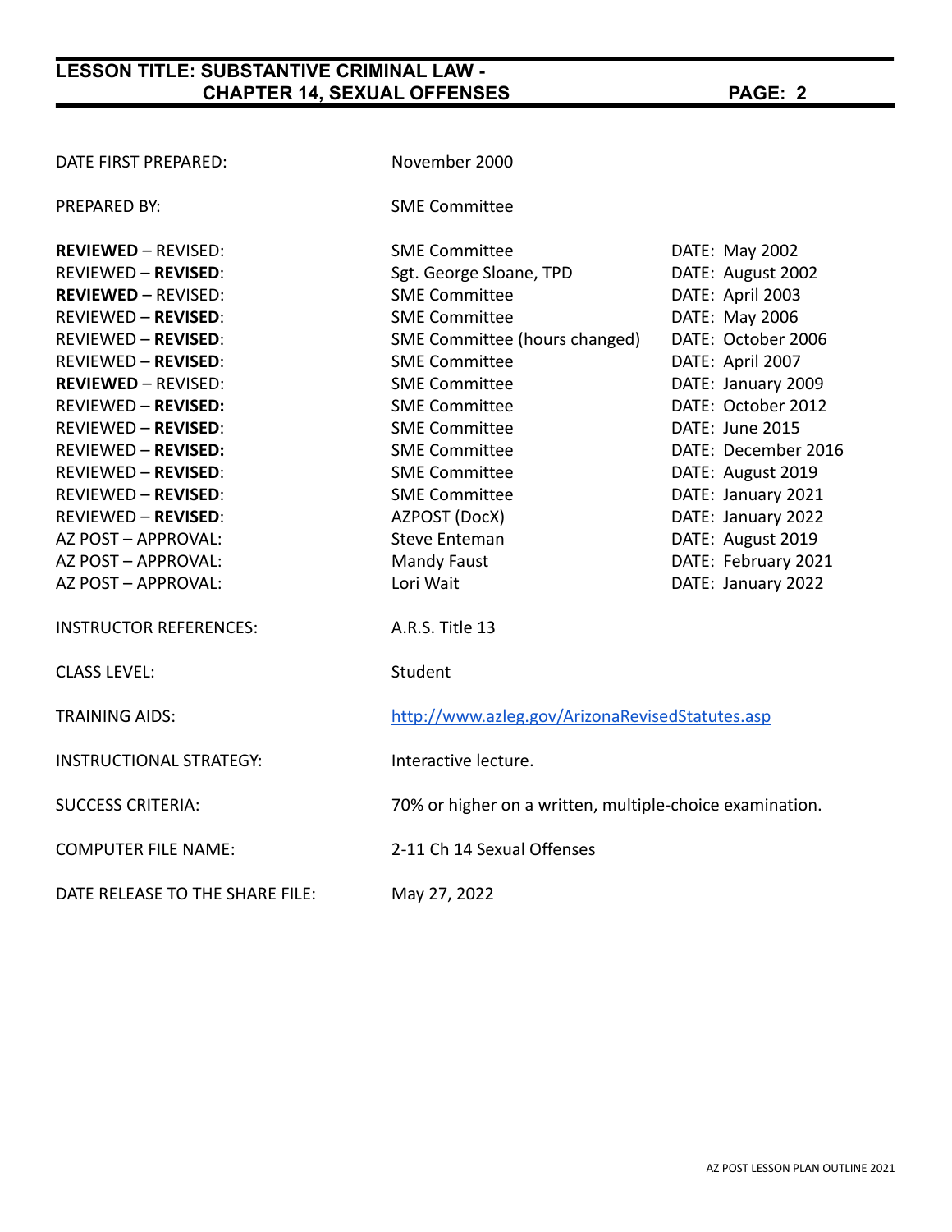| | | |
|---|---|---|
| DATE FIRST PREPARED: | November 2000 | |
| PREPARED BY: | SME Committee | |
| **REVIEWED** – REVISED: | SME Committee | DATE: May 2002 |
| REVIEWED – **REVISED**: | Sgt. George Sloane, TPD | DATE: August 2002 |
| **REVIEWED** – REVISED: | SME Committee | DATE: April 2003 |
| REVIEWED – **REVISED**: | SME Committee | DATE: May 2006 |
| REVIEWED – **REVISED**: | SME Committee (hours changed) | DATE: October 2006 |
| REVIEWED – **REVISED**: | SME Committee | DATE: April 2007 |
| **REVIEWED** – REVISED: | SME Committee | DATE: January 2009 |
| REVIEWED – **REVISED:** | SME Committee | DATE: October 2012 |
| REVIEWED – **REVISED**: | SME Committee | DATE: June 2015 |
| REVIEWED – **REVISED:** | SME Committee | DATE: December 2016 |
| REVIEWED – **REVISED**: | SME Committee | DATE: August 2019 |
| REVIEWED – **REVISED**: | SME Committee | DATE: January 2021 |
| REVIEWED – **REVISED**: | AZPOST (DocX) | DATE: January 2022 |
| AZ POST – APPROVAL: | Steve Enteman | DATE: August 2019 |
| AZ POST – APPROVAL: | Mandy Faust | DATE: February 2021 |
| AZ POST – APPROVAL: | Lori Wait | DATE: January 2022 |
| INSTRUCTOR REFERENCES: | A.R.S. Title 13 | |
| CLASS LEVEL: | Student | |
| TRAINING AIDS: | http://www.azleg.gov/ArizonaRevisedStatutes.asp | |
| INSTRUCTIONAL STRATEGY: | Interactive lecture. | |
| SUCCESS CRITERIA: | 70% or higher on a written, multiple-choice examination. | |
| COMPUTER FILE NAME: | 2-11 Ch 14 Sexual Offenses | |
| DATE RELEASE TO THE SHARE FILE: | May 27, 2022 | |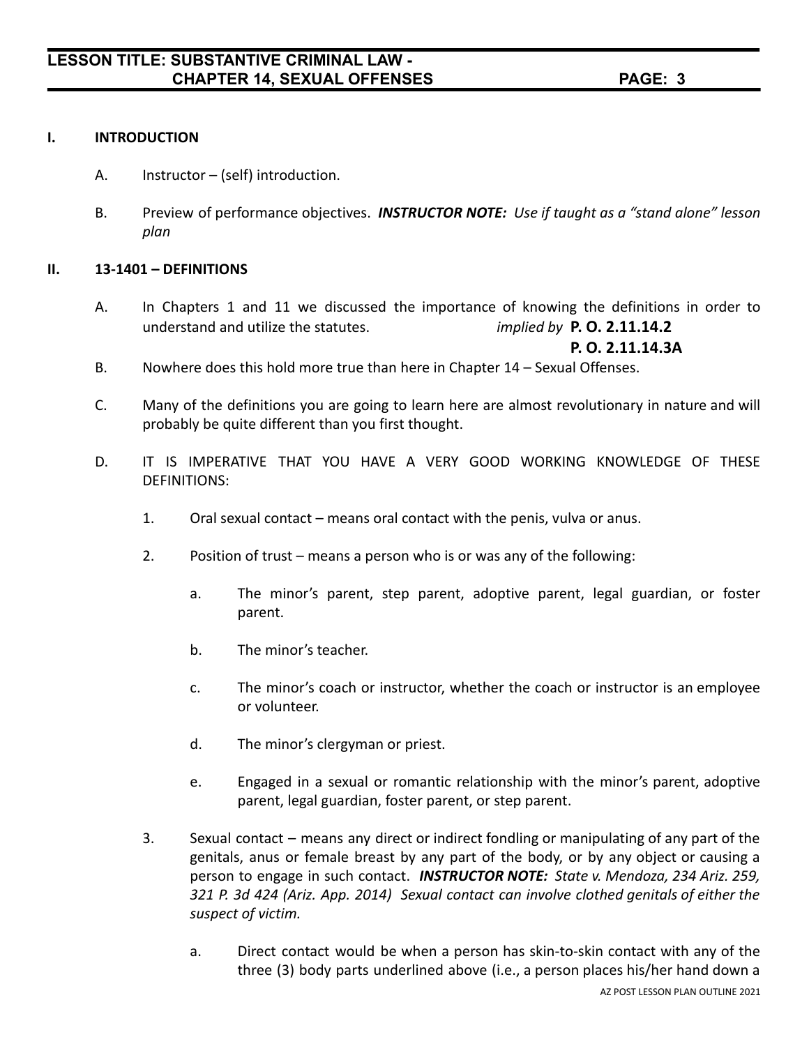## I. INTRODUCTION

A. Instructor – (self) introduction.

B. Preview of performance objectives. ***INSTRUCTOR NOTE:*** *Use if taught as a "stand alone" lesson plan*

## II. 13-1401 – DEFINITIONS

A. In Chapters 1 and 11 we discussed the importance of knowing the definitions in order to understand and utilize the statutes. *implied by* **P. O. 2.11.14.2**
**P. O. 2.11.14.3A**

B. Nowhere does this hold more true than here in Chapter 14 – Sexual Offenses.

C. Many of the definitions you are going to learn here are almost revolutionary in nature and will probably be quite different than you first thought.

D. IT IS IMPERATIVE THAT YOU HAVE A VERY GOOD WORKING KNOWLEDGE OF THESE DEFINITIONS:

1. Oral sexual contact – means oral contact with the penis, vulva or anus.

2. Position of trust – means a person who is or was any of the following:

   a. The minor's parent, step parent, adoptive parent, legal guardian, or foster parent.

   b. The minor's teacher.

   c. The minor's coach or instructor, whether the coach or instructor is an employee or volunteer.

   d. The minor's clergyman or priest.

   e. Engaged in a sexual or romantic relationship with the minor's parent, adoptive parent, legal guardian, foster parent, or step parent.

3. Sexual contact – means any direct or indirect fondling or manipulating of any part of the genitals, anus or female breast by any part of the body, or by any object or causing a person to engage in such contact. ***INSTRUCTOR NOTE:*** *State v. Mendoza, 234 Ariz. 259, 321 P. 3d 424 (Ariz. App. 2014) Sexual contact can involve clothed genitals of either the suspect of victim.*

   a. Direct contact would be when a person has skin-to-skin contact with any of the three (3) body parts underlined above (i.e., a person places his/her hand down a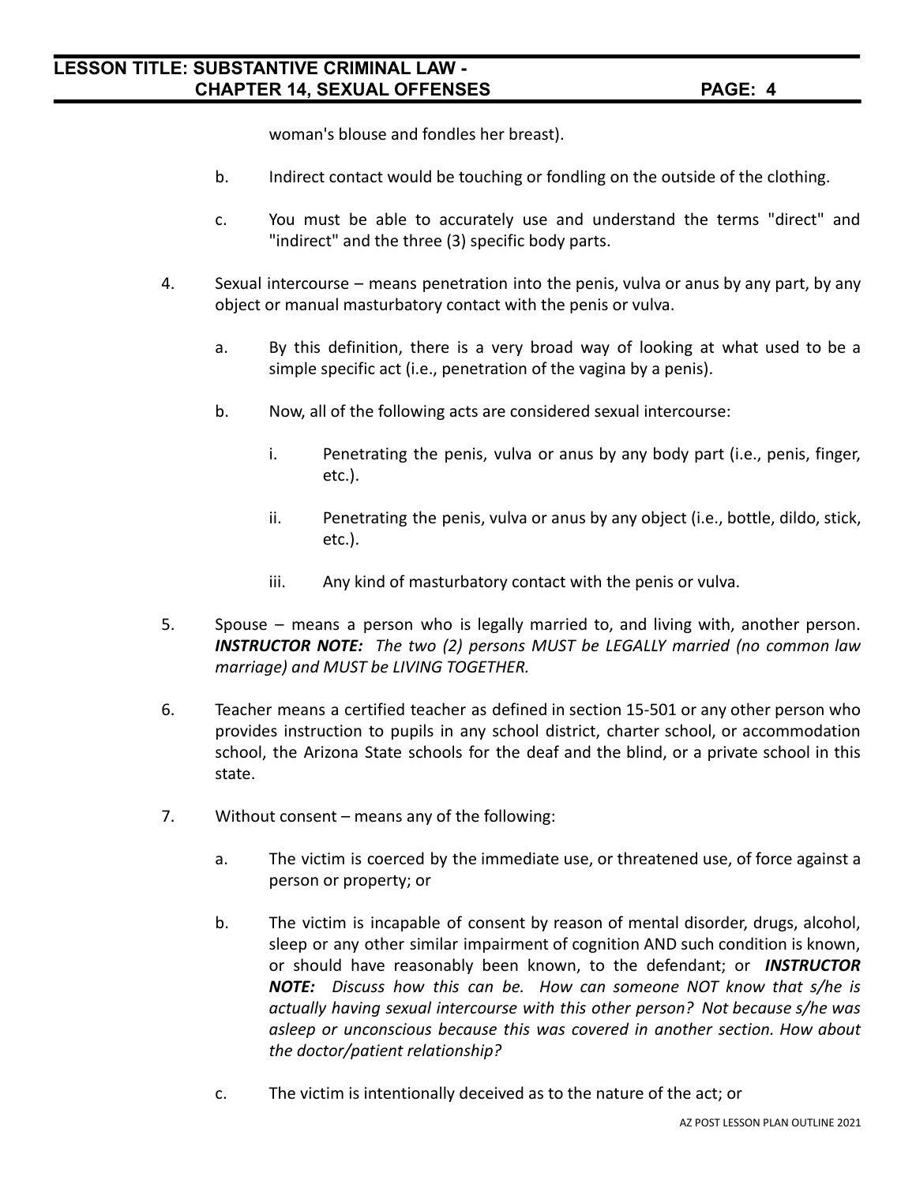woman's blouse and fondles her breast).

   b. Indirect contact would be touching or fondling on the outside of the clothing.

   c. You must be able to accurately use and understand the terms "direct" and "indirect" and the three (3) specific body parts.

4. Sexual intercourse – means penetration into the penis, vulva or anus by any part, by any object or manual masturbatory contact with the penis or vulva.

   a. By this definition, there is a very broad way of looking at what used to be a simple specific act (i.e., penetration of the vagina by a penis).

   b. Now, all of the following acts are considered sexual intercourse:

      i. Penetrating the penis, vulva or anus by any body part (i.e., penis, finger, etc.).

      ii. Penetrating the penis, vulva or anus by any object (i.e., bottle, dildo, stick, etc.).

      iii. Any kind of masturbatory contact with the penis or vulva.

5. Spouse – means a person who is legally married to, and living with, another person. ***INSTRUCTOR NOTE:*** *The two (2) persons MUST be LEGALLY married (no common law marriage) and MUST be LIVING TOGETHER.*

6. Teacher means a certified teacher as defined in section 15-501 or any other person who provides instruction to pupils in any school district, charter school, or accommodation school, the Arizona State schools for the deaf and the blind, or a private school in this state.

7. Without consent – means any of the following:

   a. The victim is coerced by the immediate use, or threatened use, of force against a person or property; or

   b. The victim is incapable of consent by reason of mental disorder, drugs, alcohol, sleep or any other similar impairment of cognition AND such condition is known, or should have reasonably been known, to the defendant; or ***INSTRUCTOR NOTE:*** *Discuss how this can be. How can someone NOT know that s/he is actually having sexual intercourse with this other person? Not because s/he was asleep or unconscious because this was covered in another section. How about the doctor/patient relationship?*

   c. The victim is intentionally deceived as to the nature of the act; or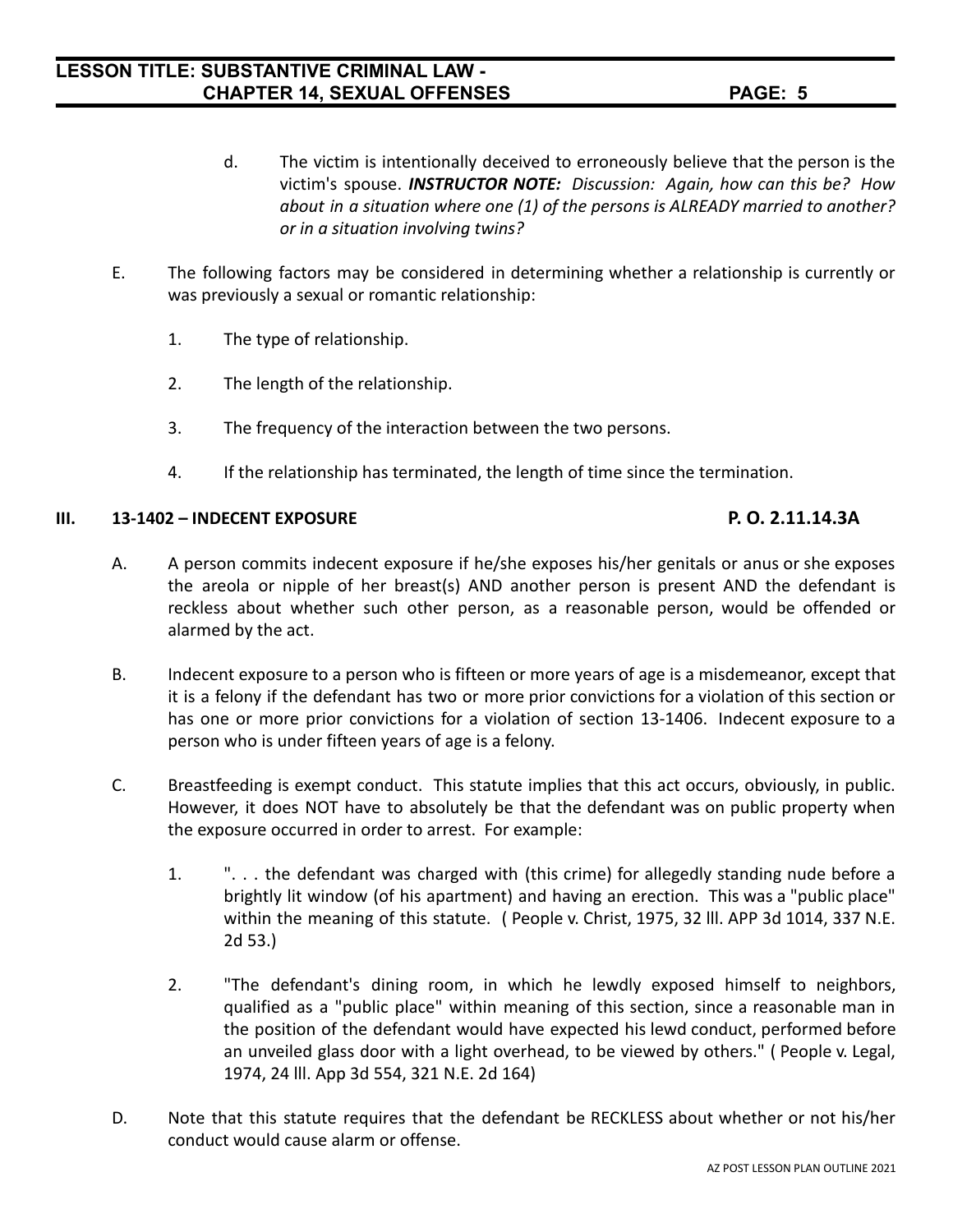d. The victim is intentionally deceived to erroneously believe that the person is the victim's spouse. ***INSTRUCTOR NOTE:*** *Discussion: Again, how can this be? How about in a situation where one (1) of the persons is ALREADY married to another? or in a situation involving twins?*

E. The following factors may be considered in determining whether a relationship is currently or was previously a sexual or romantic relationship:

1. The type of relationship.

2. The length of the relationship.

3. The frequency of the interaction between the two persons.

4. If the relationship has terminated, the length of time since the termination.

## III. 13-1402 – INDECENT EXPOSURE **P. O. 2.11.14.3A**

A. A person commits indecent exposure if he/she exposes his/her genitals or anus or she exposes the areola or nipple of her breast(s) AND another person is present AND the defendant is reckless about whether such other person, as a reasonable person, would be offended or alarmed by the act.

B. Indecent exposure to a person who is fifteen or more years of age is a misdemeanor, except that it is a felony if the defendant has two or more prior convictions for a violation of this section or has one or more prior convictions for a violation of section 13-1406. Indecent exposure to a person who is under fifteen years of age is a felony.

C. Breastfeeding is exempt conduct. This statute implies that this act occurs, obviously, in public. However, it does NOT have to absolutely be that the defendant was on public property when the exposure occurred in order to arrest. For example:

1. ". . . the defendant was charged with (this crime) for allegedly standing nude before a brightly lit window (of his apartment) and having an erection. This was a "public place" within the meaning of this statute. ( People v. Christ, 1975, 32 lll. APP 3d 1014, 337 N.E. 2d 53.)

2. "The defendant's dining room, in which he lewdly exposed himself to neighbors, qualified as a "public place" within meaning of this section, since a reasonable man in the position of the defendant would have expected his lewd conduct, performed before an unveiled glass door with a light overhead, to be viewed by others." ( People v. Legal, 1974, 24 lll. App 3d 554, 321 N.E. 2d 164)

D. Note that this statute requires that the defendant be RECKLESS about whether or not his/her conduct would cause alarm or offense.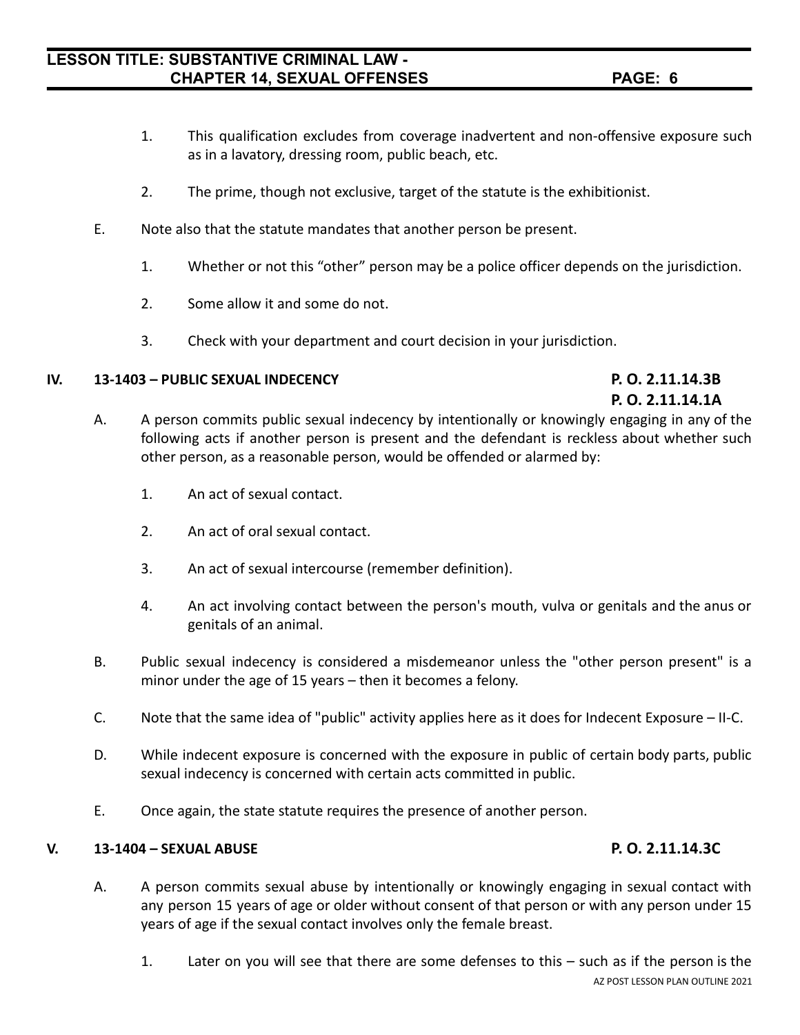1. This qualification excludes from coverage inadvertent and non-offensive exposure such as in a lavatory, dressing room, public beach, etc.

2. The prime, though not exclusive, target of the statute is the exhibitionist.

E. Note also that the statute mandates that another person be present.

1. Whether or not this "other" person may be a police officer depends on the jurisdiction.

2. Some allow it and some do not.

3. Check with your department and court decision in your jurisdiction.

## IV. 13-1403 – PUBLIC SEXUAL INDECENCY

**P. O. 2.11.14.3B**
**P. O. 2.11.14.1A**

A. A person commits public sexual indecency by intentionally or knowingly engaging in any of the following acts if another person is present and the defendant is reckless about whether such other person, as a reasonable person, would be offended or alarmed by:

1. An act of sexual contact.

2. An act of oral sexual contact.

3. An act of sexual intercourse (remember definition).

4. An act involving contact between the person's mouth, vulva or genitals and the anus or genitals of an animal.

B. Public sexual indecency is considered a misdemeanor unless the "other person present" is a minor under the age of 15 years – then it becomes a felony.

C. Note that the same idea of "public" activity applies here as it does for Indecent Exposure – II-C.

D. While indecent exposure is concerned with the exposure in public of certain body parts, public sexual indecency is concerned with certain acts committed in public.

E. Once again, the state statute requires the presence of another person.

## V. 13-1404 – SEXUAL ABUSE

**P. O. 2.11.14.3C**

A. A person commits sexual abuse by intentionally or knowingly engaging in sexual contact with any person 15 years of age or older without consent of that person or with any person under 15 years of age if the sexual contact involves only the female breast.

1. Later on you will see that there are some defenses to this – such as if the person is the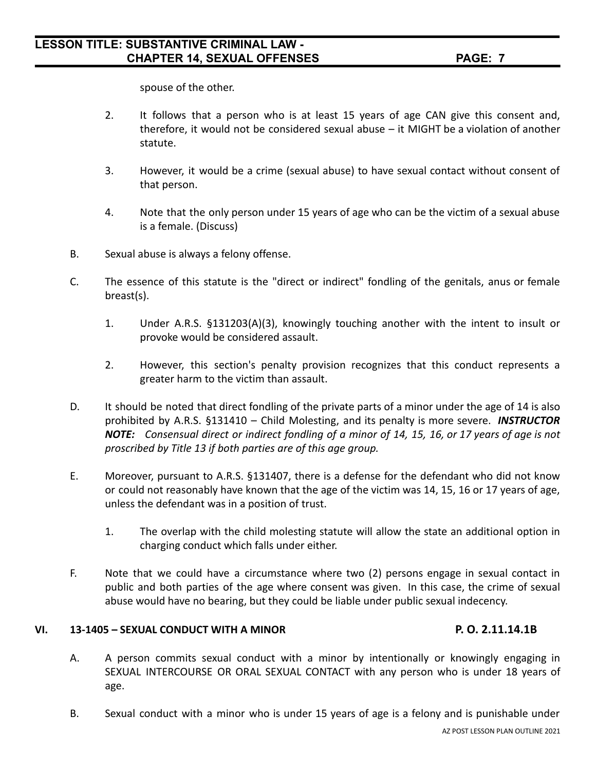spouse of the other.

2. It follows that a person who is at least 15 years of age CAN give this consent and, therefore, it would not be considered sexual abuse – it MIGHT be a violation of another statute.

3. However, it would be a crime (sexual abuse) to have sexual contact without consent of that person.

4. Note that the only person under 15 years of age who can be the victim of a sexual abuse is a female. (Discuss)

B. Sexual abuse is always a felony offense.

C. The essence of this statute is the "direct or indirect" fondling of the genitals, anus or female breast(s).

   1. Under A.R.S. §131203(A)(3), knowingly touching another with the intent to insult or provoke would be considered assault.

   2. However, this section's penalty provision recognizes that this conduct represents a greater harm to the victim than assault.

D. It should be noted that direct fondling of the private parts of a minor under the age of 14 is also prohibited by A.R.S. §131410 – Child Molesting, and its penalty is more severe. ***INSTRUCTOR NOTE:*** *Consensual direct or indirect fondling of a minor of 14, 15, 16, or 17 years of age is not proscribed by Title 13 if both parties are of this age group.*

E. Moreover, pursuant to A.R.S. §131407, there is a defense for the defendant who did not know or could not reasonably have known that the age of the victim was 14, 15, 16 or 17 years of age, unless the defendant was in a position of trust.

   1. The overlap with the child molesting statute will allow the state an additional option in charging conduct which falls under either.

F. Note that we could have a circumstance where two (2) persons engage in sexual contact in public and both parties of the age where consent was given. In this case, the crime of sexual abuse would have no bearing, but they could be liable under public sexual indecency.

## VI. 13-1405 – SEXUAL CONDUCT WITH A MINOR P. O. 2.11.14.1B

A. A person commits sexual conduct with a minor by intentionally or knowingly engaging in SEXUAL INTERCOURSE OR ORAL SEXUAL CONTACT with any person who is under 18 years of age.

B. Sexual conduct with a minor who is under 15 years of age is a felony and is punishable under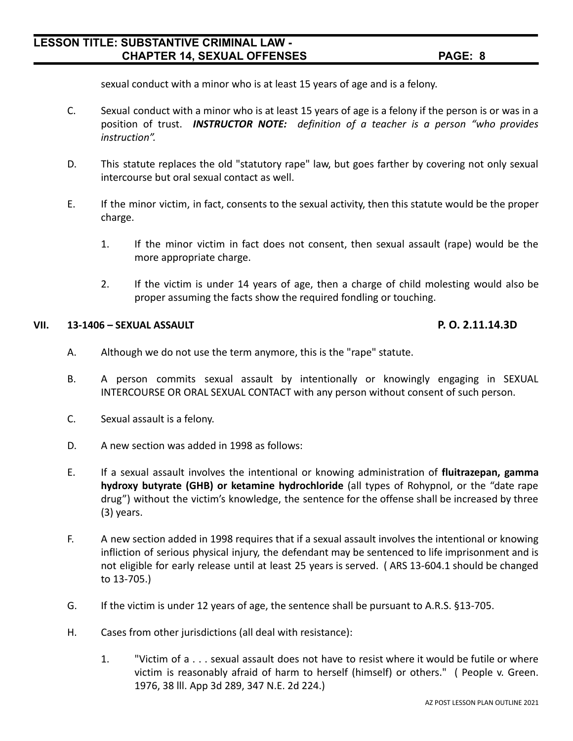sexual conduct with a minor who is at least 15 years of age and is a felony.

C. Sexual conduct with a minor who is at least 15 years of age is a felony if the person is or was in a position of trust. ***INSTRUCTOR NOTE:*** *definition of a teacher is a person "who provides instruction".*

D. This statute replaces the old "statutory rape" law, but goes farther by covering not only sexual intercourse but oral sexual contact as well.

E. If the minor victim, in fact, consents to the sexual activity, then this statute would be the proper charge.

   1. If the minor victim in fact does not consent, then sexual assault (rape) would be the more appropriate charge.

   2. If the victim is under 14 years of age, then a charge of child molesting would also be proper assuming the facts show the required fondling or touching.

## VII. 13-1406 – SEXUAL ASSAULT **P. O. 2.11.14.3D**

A. Although we do not use the term anymore, this is the "rape" statute.

B. A person commits sexual assault by intentionally or knowingly engaging in SEXUAL INTERCOURSE OR ORAL SEXUAL CONTACT with any person without consent of such person.

C. Sexual assault is a felony.

D. A new section was added in 1998 as follows:

E. If a sexual assault involves the intentional or knowing administration of **fluitrazepan, gamma hydroxy butyrate (GHB) or ketamine hydrochloride** (all types of Rohypnol, or the "date rape drug") without the victim's knowledge, the sentence for the offense shall be increased by three (3) years.

F. A new section added in 1998 requires that if a sexual assault involves the intentional or knowing infliction of serious physical injury, the defendant may be sentenced to life imprisonment and is not eligible for early release until at least 25 years is served. ( ARS 13-604.1 should be changed to 13-705.)

G. If the victim is under 12 years of age, the sentence shall be pursuant to A.R.S. §13-705.

H. Cases from other jurisdictions (all deal with resistance):

   1. "Victim of a . . . sexual assault does not have to resist where it would be futile or where victim is reasonably afraid of harm to herself (himself) or others." ( People v. Green. 1976, 38 Ill. App 3d 289, 347 N.E. 2d 224.)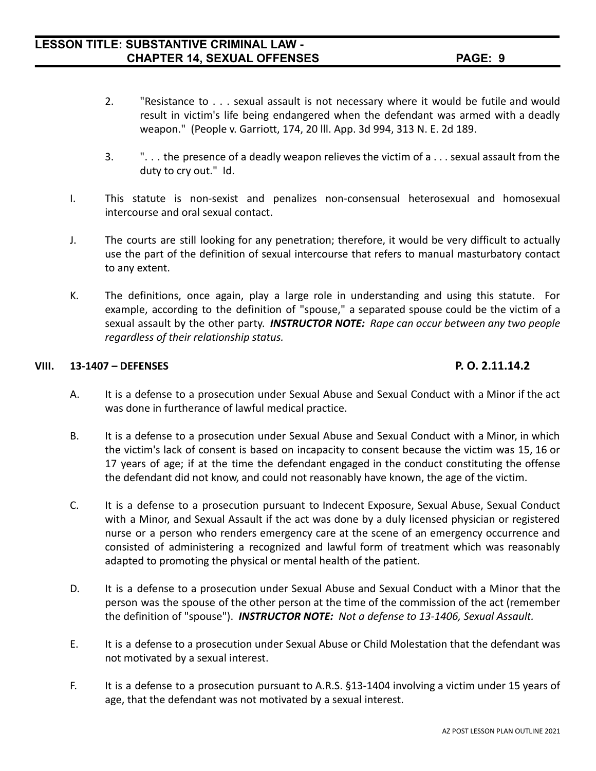2. "Resistance to . . . sexual assault is not necessary where it would be futile and would result in victim's life being endangered when the defendant was armed with a deadly weapon." (People v. Garriott, 174, 20 lll. App. 3d 994, 313 N. E. 2d 189.

3. ". . . the presence of a deadly weapon relieves the victim of a . . . sexual assault from the duty to cry out." Id.

I. This statute is non-sexist and penalizes non-consensual heterosexual and homosexual intercourse and oral sexual contact.

J. The courts are still looking for any penetration; therefore, it would be very difficult to actually use the part of the definition of sexual intercourse that refers to manual masturbatory contact to any extent.

K. The definitions, once again, play a large role in understanding and using this statute. For example, according to the definition of "spouse," a separated spouse could be the victim of a sexual assault by the other party. ***INSTRUCTOR NOTE:*** *Rape can occur between any two people regardless of their relationship status.*

## VIII. 13-1407 – DEFENSES **P. O. 2.11.14.2**

A. It is a defense to a prosecution under Sexual Abuse and Sexual Conduct with a Minor if the act was done in furtherance of lawful medical practice.

B. It is a defense to a prosecution under Sexual Abuse and Sexual Conduct with a Minor, in which the victim's lack of consent is based on incapacity to consent because the victim was 15, 16 or 17 years of age; if at the time the defendant engaged in the conduct constituting the offense the defendant did not know, and could not reasonably have known, the age of the victim.

C. It is a defense to a prosecution pursuant to Indecent Exposure, Sexual Abuse, Sexual Conduct with a Minor, and Sexual Assault if the act was done by a duly licensed physician or registered nurse or a person who renders emergency care at the scene of an emergency occurrence and consisted of administering a recognized and lawful form of treatment which was reasonably adapted to promoting the physical or mental health of the patient.

D. It is a defense to a prosecution under Sexual Abuse and Sexual Conduct with a Minor that the person was the spouse of the other person at the time of the commission of the act (remember the definition of "spouse"). ***INSTRUCTOR NOTE:*** *Not a defense to 13-1406, Sexual Assault.*

E. It is a defense to a prosecution under Sexual Abuse or Child Molestation that the defendant was not motivated by a sexual interest.

F. It is a defense to a prosecution pursuant to A.R.S. §13-1404 involving a victim under 15 years of age, that the defendant was not motivated by a sexual interest.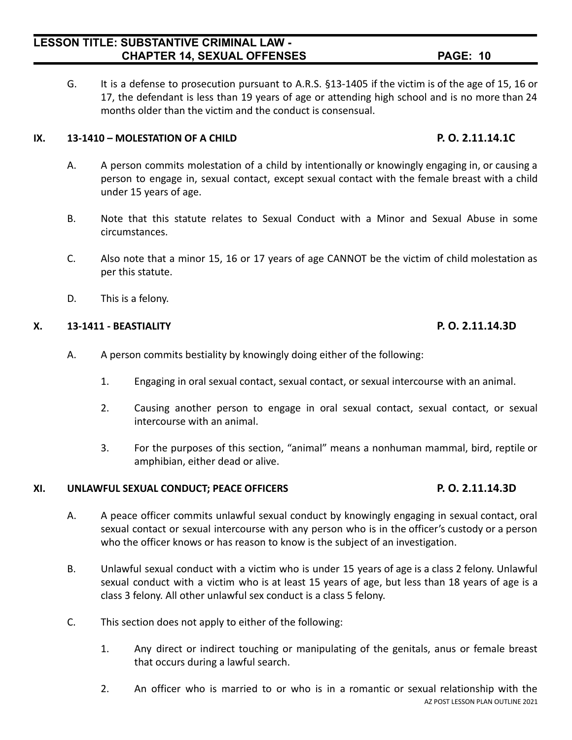G. It is a defense to prosecution pursuant to A.R.S. §13-1405 if the victim is of the age of 15, 16 or 17, the defendant is less than 19 years of age or attending high school and is no more than 24 months older than the victim and the conduct is consensual.

## IX. 13-1410 – MOLESTATION OF A CHILD — P. O. 2.11.14.1C

A. A person commits molestation of a child by intentionally or knowingly engaging in, or causing a person to engage in, sexual contact, except sexual contact with the female breast with a child under 15 years of age.

B. Note that this statute relates to Sexual Conduct with a Minor and Sexual Abuse in some circumstances.

C. Also note that a minor 15, 16 or 17 years of age CANNOT be the victim of child molestation as per this statute.

D. This is a felony.

## X. 13-1411 - BEASTIALITY — P. O. 2.11.14.3D

A. A person commits bestiality by knowingly doing either of the following:

1. Engaging in oral sexual contact, sexual contact, or sexual intercourse with an animal.

2. Causing another person to engage in oral sexual contact, sexual contact, or sexual intercourse with an animal.

3. For the purposes of this section, “animal” means a nonhuman mammal, bird, reptile or amphibian, either dead or alive.

## XI. UNLAWFUL SEXUAL CONDUCT; PEACE OFFICERS — P. O. 2.11.14.3D

A. A peace officer commits unlawful sexual conduct by knowingly engaging in sexual contact, oral sexual contact or sexual intercourse with any person who is in the officer’s custody or a person who the officer knows or has reason to know is the subject of an investigation.

B. Unlawful sexual conduct with a victim who is under 15 years of age is a class 2 felony. Unlawful sexual conduct with a victim who is at least 15 years of age, but less than 18 years of age is a class 3 felony. All other unlawful sex conduct is a class 5 felony.

C. This section does not apply to either of the following:

1. Any direct or indirect touching or manipulating of the genitals, anus or female breast that occurs during a lawful search.

2. An officer who is married to or who is in a romantic or sexual relationship with the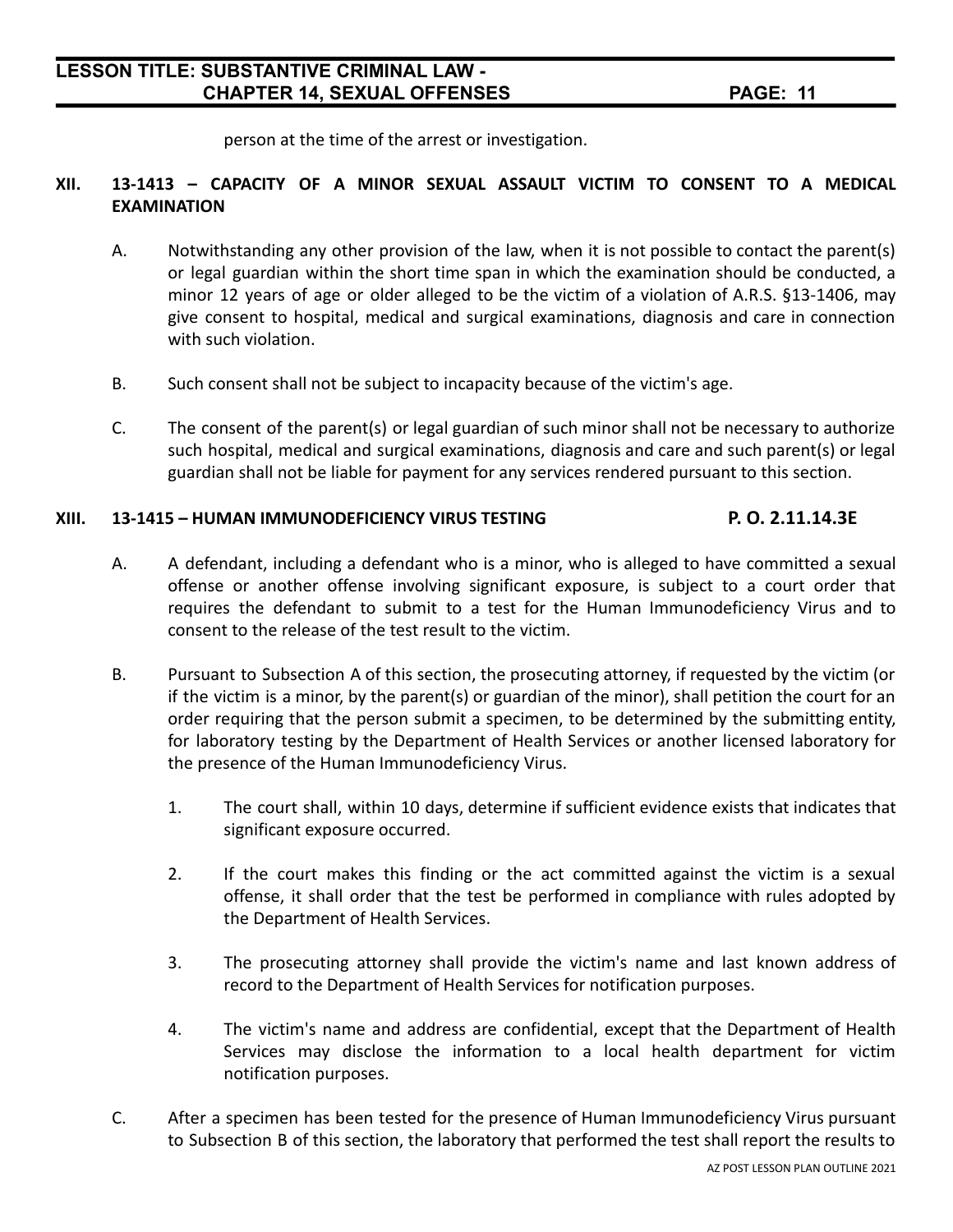person at the time of the arrest or investigation.

## XII. 13-1413 – CAPACITY OF A MINOR SEXUAL ASSAULT VICTIM TO CONSENT TO A MEDICAL EXAMINATION

A. Notwithstanding any other provision of the law, when it is not possible to contact the parent(s) or legal guardian within the short time span in which the examination should be conducted, a minor 12 years of age or older alleged to be the victim of a violation of A.R.S. §13-1406, may give consent to hospital, medical and surgical examinations, diagnosis and care in connection with such violation.

B. Such consent shall not be subject to incapacity because of the victim's age.

C. The consent of the parent(s) or legal guardian of such minor shall not be necessary to authorize such hospital, medical and surgical examinations, diagnosis and care and such parent(s) or legal guardian shall not be liable for payment for any services rendered pursuant to this section.

## XIII. 13-1415 – HUMAN IMMUNODEFICIENCY VIRUS TESTING — P. O. 2.11.14.3E

A. A defendant, including a defendant who is a minor, who is alleged to have committed a sexual offense or another offense involving significant exposure, is subject to a court order that requires the defendant to submit to a test for the Human Immunodeficiency Virus and to consent to the release of the test result to the victim.

B. Pursuant to Subsection A of this section, the prosecuting attorney, if requested by the victim (or if the victim is a minor, by the parent(s) or guardian of the minor), shall petition the court for an order requiring that the person submit a specimen, to be determined by the submitting entity, for laboratory testing by the Department of Health Services or another licensed laboratory for the presence of the Human Immunodeficiency Virus.

1. The court shall, within 10 days, determine if sufficient evidence exists that indicates that significant exposure occurred.

2. If the court makes this finding or the act committed against the victim is a sexual offense, it shall order that the test be performed in compliance with rules adopted by the Department of Health Services.

3. The prosecuting attorney shall provide the victim's name and last known address of record to the Department of Health Services for notification purposes.

4. The victim's name and address are confidential, except that the Department of Health Services may disclose the information to a local health department for victim notification purposes.

C. After a specimen has been tested for the presence of Human Immunodeficiency Virus pursuant to Subsection B of this section, the laboratory that performed the test shall report the results to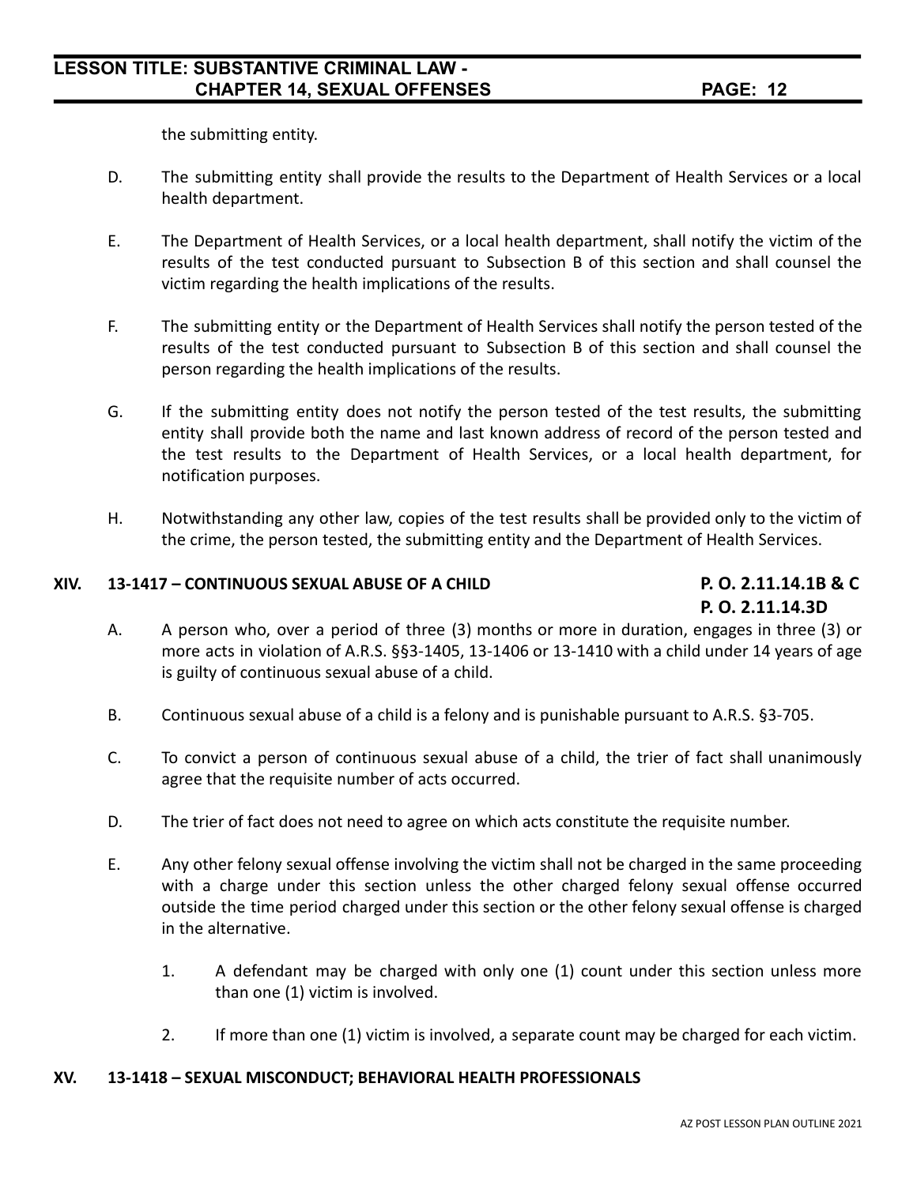the submitting entity.

D. The submitting entity shall provide the results to the Department of Health Services or a local health department.

E. The Department of Health Services, or a local health department, shall notify the victim of the results of the test conducted pursuant to Subsection B of this section and shall counsel the victim regarding the health implications of the results.

F. The submitting entity or the Department of Health Services shall notify the person tested of the results of the test conducted pursuant to Subsection B of this section and shall counsel the person regarding the health implications of the results.

G. If the submitting entity does not notify the person tested of the test results, the submitting entity shall provide both the name and last known address of record of the person tested and the test results to the Department of Health Services, or a local health department, for notification purposes.

H. Notwithstanding any other law, copies of the test results shall be provided only to the victim of the crime, the person tested, the submitting entity and the Department of Health Services.

## XIV. 13-1417 – CONTINUOUS SEXUAL ABUSE OF A CHILD

**P. O. 2.11.14.1B & C**
**P. O. 2.11.14.3D**

A. A person who, over a period of three (3) months or more in duration, engages in three (3) or more acts in violation of A.R.S. §§3-1405, 13-1406 or 13-1410 with a child under 14 years of age is guilty of continuous sexual abuse of a child.

B. Continuous sexual abuse of a child is a felony and is punishable pursuant to A.R.S. §3-705.

C. To convict a person of continuous sexual abuse of a child, the trier of fact shall unanimously agree that the requisite number of acts occurred.

D. The trier of fact does not need to agree on which acts constitute the requisite number.

E. Any other felony sexual offense involving the victim shall not be charged in the same proceeding with a charge under this section unless the other charged felony sexual offense occurred outside the time period charged under this section or the other felony sexual offense is charged in the alternative.

1. A defendant may be charged with only one (1) count under this section unless more than one (1) victim is involved.

2. If more than one (1) victim is involved, a separate count may be charged for each victim.

## XV. 13-1418 – SEXUAL MISCONDUCT; BEHAVIORAL HEALTH PROFESSIONALS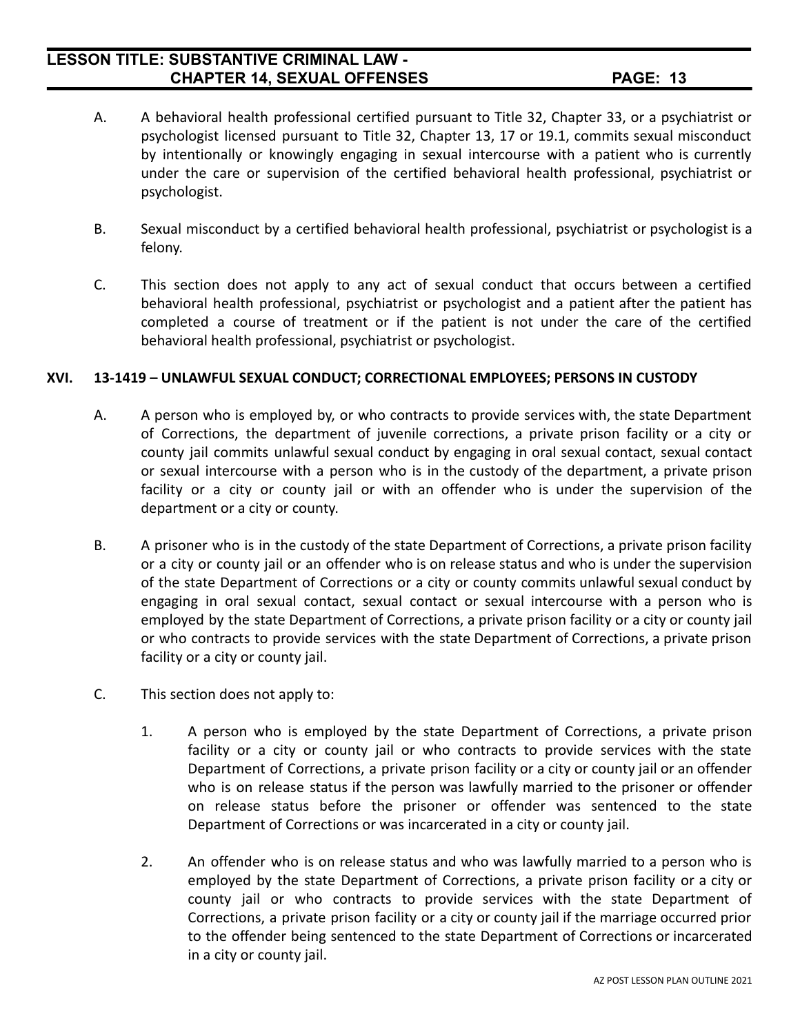A. A behavioral health professional certified pursuant to Title 32, Chapter 33, or a psychiatrist or psychologist licensed pursuant to Title 32, Chapter 13, 17 or 19.1, commits sexual misconduct by intentionally or knowingly engaging in sexual intercourse with a patient who is currently under the care or supervision of the certified behavioral health professional, psychiatrist or psychologist.

B. Sexual misconduct by a certified behavioral health professional, psychiatrist or psychologist is a felony.

C. This section does not apply to any act of sexual conduct that occurs between a certified behavioral health professional, psychiatrist or psychologist and a patient after the patient has completed a course of treatment or if the patient is not under the care of the certified behavioral health professional, psychiatrist or psychologist.

## XVI. 13-1419 – UNLAWFUL SEXUAL CONDUCT; CORRECTIONAL EMPLOYEES; PERSONS IN CUSTODY

A. A person who is employed by, or who contracts to provide services with, the state Department of Corrections, the department of juvenile corrections, a private prison facility or a city or county jail commits unlawful sexual conduct by engaging in oral sexual contact, sexual contact or sexual intercourse with a person who is in the custody of the department, a private prison facility or a city or county jail or with an offender who is under the supervision of the department or a city or county.

B. A prisoner who is in the custody of the state Department of Corrections, a private prison facility or a city or county jail or an offender who is on release status and who is under the supervision of the state Department of Corrections or a city or county commits unlawful sexual conduct by engaging in oral sexual contact, sexual contact or sexual intercourse with a person who is employed by the state Department of Corrections, a private prison facility or a city or county jail or who contracts to provide services with the state Department of Corrections, a private prison facility or a city or county jail.

C. This section does not apply to:

1. A person who is employed by the state Department of Corrections, a private prison facility or a city or county jail or who contracts to provide services with the state Department of Corrections, a private prison facility or a city or county jail or an offender who is on release status if the person was lawfully married to the prisoner or offender on release status before the prisoner or offender was sentenced to the state Department of Corrections or was incarcerated in a city or county jail.

2. An offender who is on release status and who was lawfully married to a person who is employed by the state Department of Corrections, a private prison facility or a city or county jail or who contracts to provide services with the state Department of Corrections, a private prison facility or a city or county jail if the marriage occurred prior to the offender being sentenced to the state Department of Corrections or incarcerated in a city or county jail.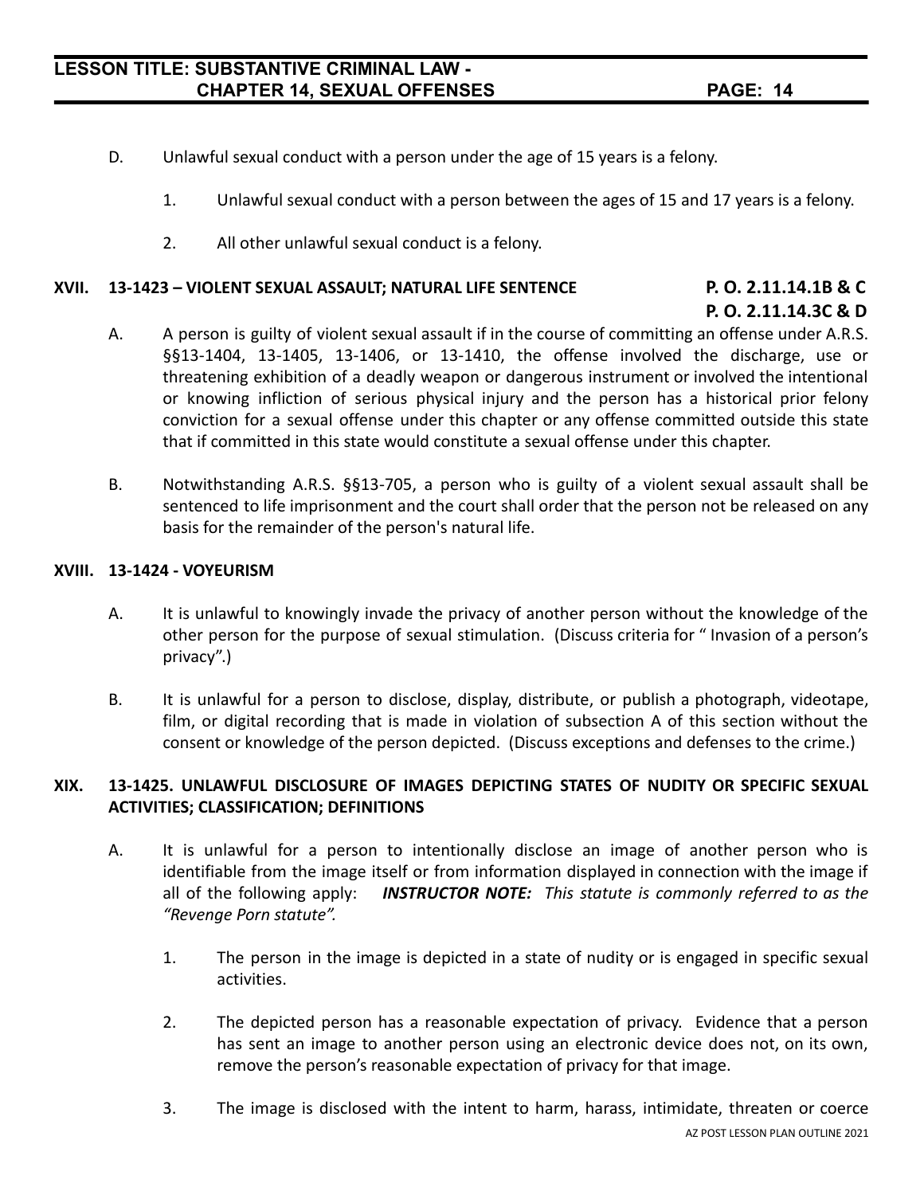D. Unlawful sexual conduct with a person under the age of 15 years is a felony.

1. Unlawful sexual conduct with a person between the ages of 15 and 17 years is a felony.

2. All other unlawful sexual conduct is a felony.

## XVII. 13-1423 – VIOLENT SEXUAL ASSAULT; NATURAL LIFE SENTENCE

**P. O. 2.11.14.1B & C**
**P. O. 2.11.14.3C & D**

A. A person is guilty of violent sexual assault if in the course of committing an offense under A.R.S. §§13-1404, 13-1405, 13-1406, or 13-1410, the offense involved the discharge, use or threatening exhibition of a deadly weapon or dangerous instrument or involved the intentional or knowing infliction of serious physical injury and the person has a historical prior felony conviction for a sexual offense under this chapter or any offense committed outside this state that if committed in this state would constitute a sexual offense under this chapter.

B. Notwithstanding A.R.S. §§13-705, a person who is guilty of a violent sexual assault shall be sentenced to life imprisonment and the court shall order that the person not be released on any basis for the remainder of the person's natural life.

## XVIII. 13-1424 - VOYEURISM

A. It is unlawful to knowingly invade the privacy of another person without the knowledge of the other person for the purpose of sexual stimulation. (Discuss criteria for " Invasion of a person's privacy".)

B. It is unlawful for a person to disclose, display, distribute, or publish a photograph, videotape, film, or digital recording that is made in violation of subsection A of this section without the consent or knowledge of the person depicted. (Discuss exceptions and defenses to the crime.)

## XIX. 13-1425. UNLAWFUL DISCLOSURE OF IMAGES DEPICTING STATES OF NUDITY OR SPECIFIC SEXUAL ACTIVITIES; CLASSIFICATION; DEFINITIONS

A. It is unlawful for a person to intentionally disclose an image of another person who is identifiable from the image itself or from information displayed in connection with the image if all of the following apply: ***INSTRUCTOR NOTE:*** *This statute is commonly referred to as the "Revenge Porn statute".*

1. The person in the image is depicted in a state of nudity or is engaged in specific sexual activities.

2. The depicted person has a reasonable expectation of privacy. Evidence that a person has sent an image to another person using an electronic device does not, on its own, remove the person's reasonable expectation of privacy for that image.

3. The image is disclosed with the intent to harm, harass, intimidate, threaten or coerce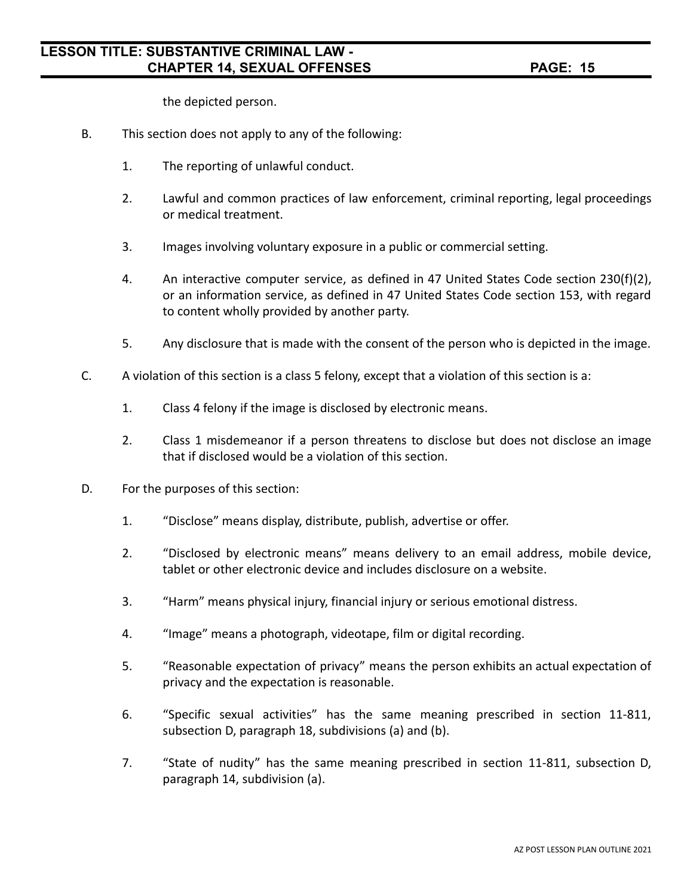the depicted person.

B. This section does not apply to any of the following:

  1. The reporting of unlawful conduct.

  2. Lawful and common practices of law enforcement, criminal reporting, legal proceedings or medical treatment.

  3. Images involving voluntary exposure in a public or commercial setting.

  4. An interactive computer service, as defined in 47 United States Code section 230(f)(2), or an information service, as defined in 47 United States Code section 153, with regard to content wholly provided by another party.

  5. Any disclosure that is made with the consent of the person who is depicted in the image.

C. A violation of this section is a class 5 felony, except that a violation of this section is a:

  1. Class 4 felony if the image is disclosed by electronic means.

  2. Class 1 misdemeanor if a person threatens to disclose but does not disclose an image that if disclosed would be a violation of this section.

D. For the purposes of this section:

  1. "Disclose" means display, distribute, publish, advertise or offer.

  2. "Disclosed by electronic means" means delivery to an email address, mobile device, tablet or other electronic device and includes disclosure on a website.

  3. "Harm" means physical injury, financial injury or serious emotional distress.

  4. "Image" means a photograph, videotape, film or digital recording.

  5. "Reasonable expectation of privacy" means the person exhibits an actual expectation of privacy and the expectation is reasonable.

  6. "Specific sexual activities" has the same meaning prescribed in section 11-811, subsection D, paragraph 18, subdivisions (a) and (b).

  7. "State of nudity" has the same meaning prescribed in section 11-811, subsection D, paragraph 14, subdivision (a).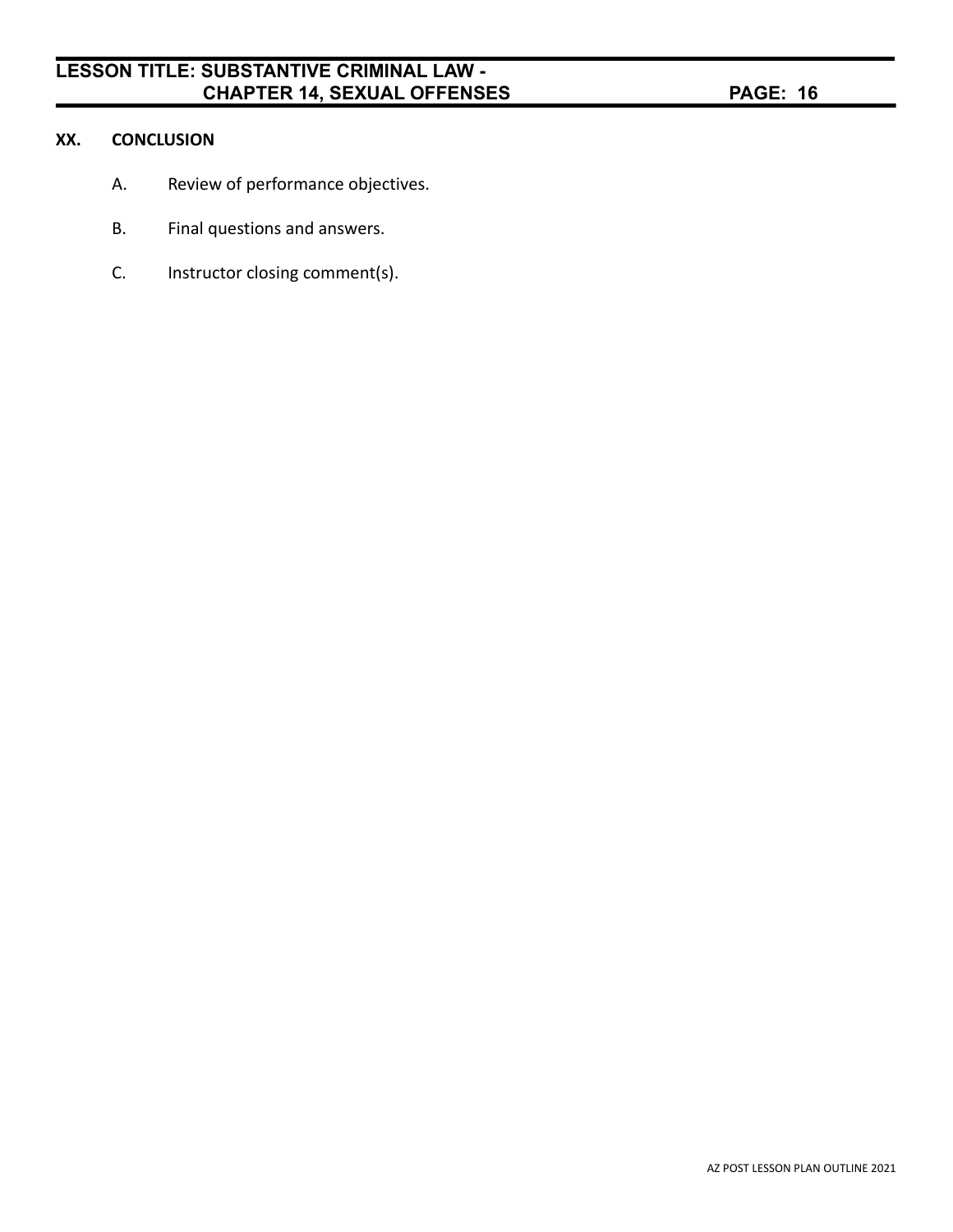## XX. CONCLUSION

A. Review of performance objectives.

B. Final questions and answers.

C. Instructor closing comment(s).